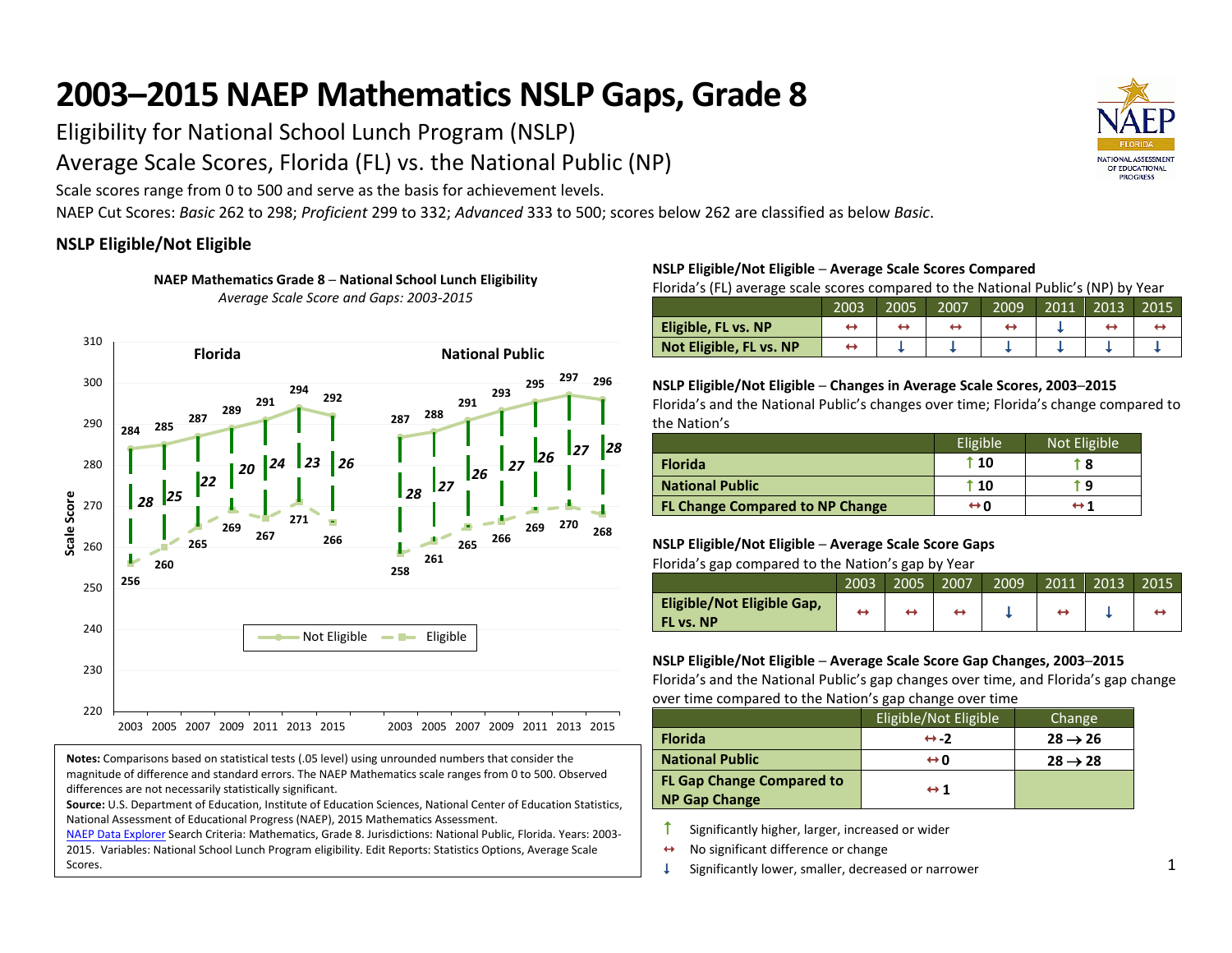# 2003–2015 NAEP Mathematics NSLP Gaps, Grade 8

## Eligibility for National School Lunch Program (NSLP)

## Average Scale Scores, Florida (FL) vs. the National Public (NP)

Scale scores range from 0 to 500 and serve as the basis for achievement levels.

NAEP Cut Scores: *Basic* 262 to 298; *Proficient* 299 to 332; *Advanced* 333 to 500; scores below 262 are classified as below *Basic*.

### NSLP Eligible/Not Eligible

**NAEP Mathematics Grade 8 – National School Lunch Eligibility**
*Average Scale Score and Gaps: 2003-2015*

| | Florida Not Eligible | Florida Eligible | Florida Gap | National Public Not Eligible | National Public Eligible | National Public Gap |
|---|---|---|---|---|---|---|
| 2003 | 284 | 256 | 28 | 287 | 258 | 28 |
| 2005 | 285 | 260 | 25 | 288 | 261 | 27 |
| 2007 | 287 | 265 | 22 | 291 | 265 | 26 |
| 2009 | 289 | 269 | 20 | 293 | 266 | 27 |
| 2011 | 291 | 267 | 24 | 295 | 269 | 26 |
| 2013 | 294 | 271 | 23 | 297 | 270 | 27 |
| 2015 | 292 | 266 | 26 | 296 | 268 | 28 |

**Notes:** Comparisons based on statistical tests (.05 level) using unrounded numbers that consider the magnitude of difference and standard errors. The NAEP Mathematics scale ranges from 0 to 500. Observed differences are not necessarily statistically significant.

**Source:** U.S. Department of Education, Institute of Education Sciences, National Center of Education Statistics, National Assessment of Educational Progress (NAEP), 2015 Mathematics Assessment.

NAEP Data Explorer Search Criteria: Mathematics, Grade 8. Jurisdictions: National Public, Florida. Years: 2003-2015. Variables: National School Lunch Program eligibility. Edit Reports: Statistics Options, Average Scale Scores.

**NSLP Eligible/Not Eligible – Average Scale Scores Compared**

Florida's (FL) average scale scores compared to the National Public's (NP) by Year

| | 2003 | 2005 | 2007 | 2009 | 2011 | 2013 | 2015 |
|---|---|---|---|---|---|---|---|
| **Eligible, FL vs. NP** | ↔ | ↔ | ↔ | ↔ | ↓ | ↔ | ↔ |
| **Not Eligible, FL vs. NP** | ↔ | ↓ | ↓ | ↓ | ↓ | ↓ | ↓ |

**NSLP Eligible/Not Eligible – Changes in Average Scale Scores, 2003–2015**

Florida's and the National Public's changes over time; Florida's change compared to the Nation's

| | Eligible | Not Eligible |
|---|---|---|
| **Florida** | ↑ 10 | ↑ 8 |
| **National Public** | ↑ 10 | ↑ 9 |
| **FL Change Compared to NP Change** | ↔ 0 | ↔ 1 |

**NSLP Eligible/Not Eligible – Average Scale Score Gaps**

Florida's gap compared to the Nation's gap by Year

| | 2003 | 2005 | 2007 | 2009 | 2011 | 2013 | 2015 |
|---|---|---|---|---|---|---|---|
| **Eligible/Not Eligible Gap, FL vs. NP** | ↔ | ↔ | ↔ | ↓ | ↔ | ↓ | ↔ |

**NSLP Eligible/Not Eligible – Average Scale Score Gap Changes, 2003–2015**

Florida's and the National Public's gap changes over time, and Florida's gap change over time compared to the Nation's gap change over time

| | Eligible/Not Eligible | Change |
|---|---|---|
| **Florida** | ↔ -2 | 28 → 26 |
| **National Public** | ↔ 0 | 28 → 28 |
| **FL Gap Change Compared to NP Gap Change** | ↔ 1 | |

↑ Significantly higher, larger, increased or wider

↔ No significant difference or change

↓ Significantly lower, smaller, decreased or narrower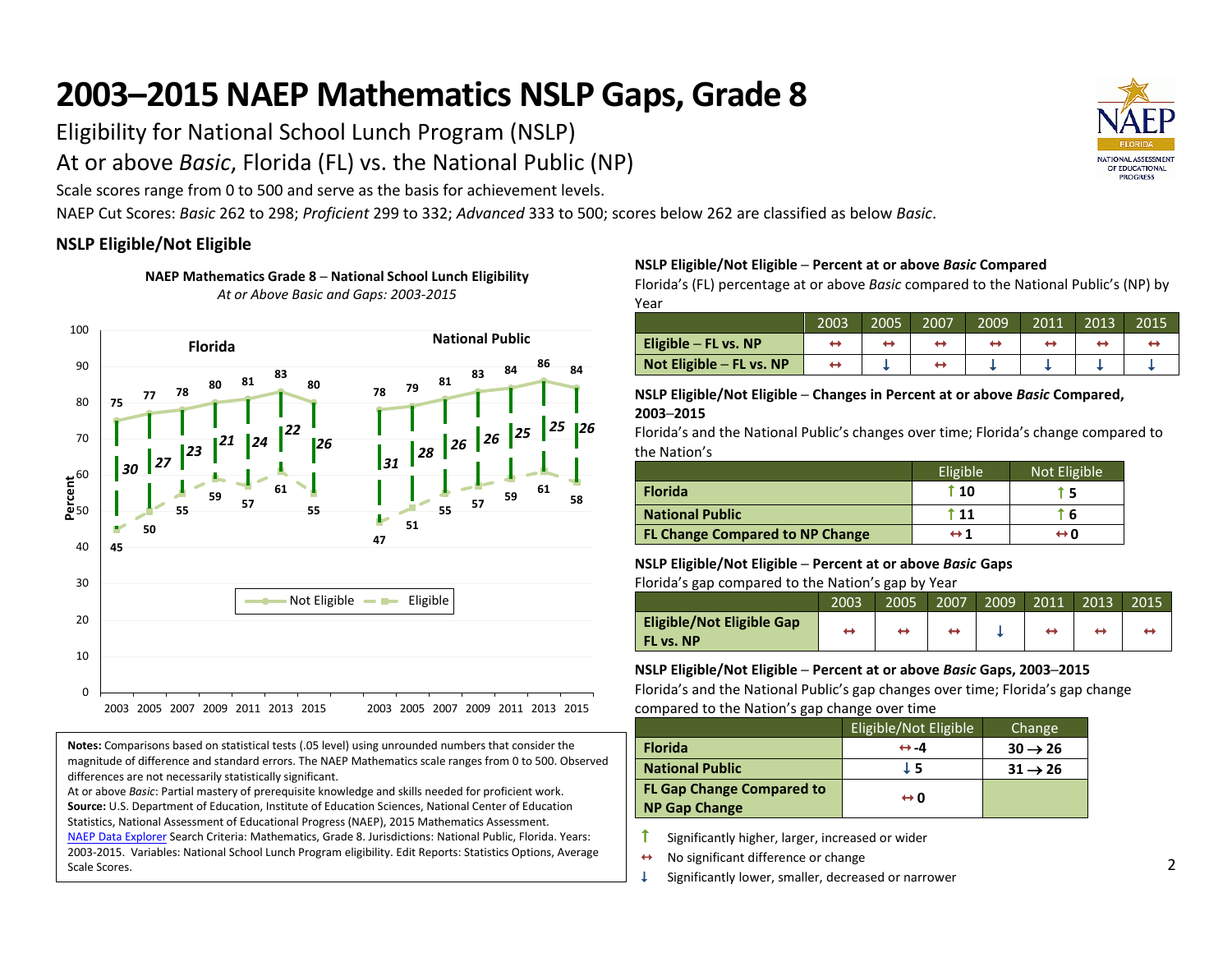# 2003–2015 NAEP Mathematics NSLP Gaps, Grade 8

Eligibility for National School Lunch Program (NSLP)

At or above *Basic*, Florida (FL) vs. the National Public (NP)

Scale scores range from 0 to 500 and serve as the basis for achievement levels.

NAEP Cut Scores: *Basic* 262 to 298; *Proficient* 299 to 332; *Advanced* 333 to 500; scores below 262 are classified as below *Basic*.

## NSLP Eligible/Not Eligible

**NAEP Mathematics Grade 8 – National School Lunch Eligibility**

*At or Above Basic and Gaps: 2003-2015*

| | Year | Not Eligible | Eligible | Gap |
|---|---|---|---|---|
| Florida | 2003 | 75 | 45 | 30 |
| Florida | 2005 | 77 | 50 | 27 |
| Florida | 2007 | 78 | 55 | 23 |
| Florida | 2009 | 80 | 59 | 21 |
| Florida | 2011 | 81 | 57 | 24 |
| Florida | 2013 | 83 | 61 | 22 |
| Florida | 2015 | 80 | 55 | 26 |
| National Public | 2003 | 78 | 47 | 31 |
| National Public | 2005 | 79 | 51 | 28 |
| National Public | 2007 | 81 | 55 | 26 |
| National Public | 2009 | 83 | 57 | 26 |
| National Public | 2011 | 84 | 59 | 25 |
| National Public | 2013 | 86 | 61 | 25 |
| National Public | 2015 | 84 | 58 | 26 |

**Notes:** Comparisons based on statistical tests (.05 level) using unrounded numbers that consider the magnitude of difference and standard errors. The NAEP Mathematics scale ranges from 0 to 500. Observed differences are not necessarily statistically significant.
At or above *Basic*: Partial mastery of prerequisite knowledge and skills needed for proficient work.
**Source:** U.S. Department of Education, Institute of Education Sciences, National Center of Education Statistics, National Assessment of Educational Progress (NAEP), 2015 Mathematics Assessment.
NAEP Data Explorer Search Criteria: Mathematics, Grade 8. Jurisdictions: National Public, Florida. Years: 2003-2015. Variables: National School Lunch Program eligibility. Edit Reports: Statistics Options, Average Scale Scores.

**NSLP Eligible/Not Eligible – Percent at or above *Basic* Compared**

Florida's (FL) percentage at or above *Basic* compared to the National Public's (NP) by Year

| | 2003 | 2005 | 2007 | 2009 | 2011 | 2013 | 2015 |
|---|---|---|---|---|---|---|---|
| **Eligible – FL vs. NP** | ↔ | ↔ | ↔ | ↔ | ↔ | ↔ | ↔ |
| **Not Eligible – FL vs. NP** | ↔ | ↓ | ↔ | ↓ | ↓ | ↓ | ↓ |

**NSLP Eligible/Not Eligible – Changes in Percent at or above *Basic* Compared, 2003–2015**

Florida's and the National Public's changes over time; Florida's change compared to the Nation's

| | Eligible | Not Eligible |
|---|---|---|
| **Florida** | ↑ 10 | ↑ 5 |
| **National Public** | ↑ 11 | ↑ 6 |
| **FL Change Compared to NP Change** | ↔ 1 | ↔ 0 |

**NSLP Eligible/Not Eligible – Percent at or above *Basic* Gaps**

Florida's gap compared to the Nation's gap by Year

| | 2003 | 2005 | 2007 | 2009 | 2011 | 2013 | 2015 |
|---|---|---|---|---|---|---|---|
| **Eligible/Not Eligible Gap FL vs. NP** | ↔ | ↔ | ↔ | ↓ | ↔ | ↔ | ↔ |

**NSLP Eligible/Not Eligible – Percent at or above *Basic* Gaps, 2003–2015**

Florida's and the National Public's gap changes over time; Florida's gap change compared to the Nation's gap change over time

| | Eligible/Not Eligible | Change |
|---|---|---|
| **Florida** | ↔ -4 | 30 → 26 |
| **National Public** | ↓ 5 | 31 → 26 |
| **FL Gap Change Compared to NP Gap Change** | ↔ 0 | |

↑ Significantly higher, larger, increased or wider

↔ No significant difference or change

↓ Significantly lower, smaller, decreased or narrower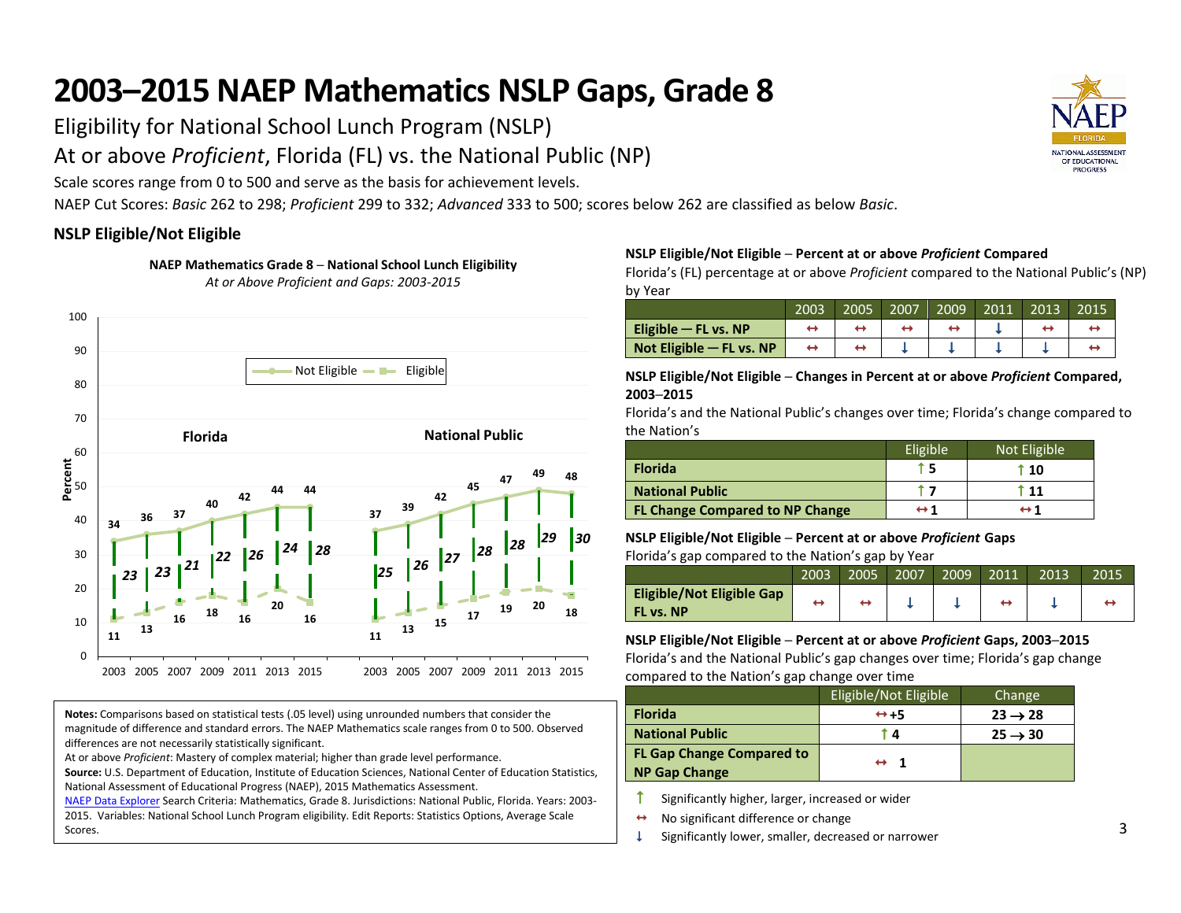# 2003–2015 NAEP Mathematics NSLP Gaps, Grade 8

Eligibility for National School Lunch Program (NSLP)

At or above *Proficient*, Florida (FL) vs. the National Public (NP)

Scale scores range from 0 to 500 and serve as the basis for achievement levels.

NAEP Cut Scores: *Basic* 262 to 298; *Proficient* 299 to 332; *Advanced* 333 to 500; scores below 262 are classified as below *Basic*.

## NSLP Eligible/Not Eligible

**NAEP Mathematics Grade 8 – National School Lunch Eligibility**

*At or Above Proficient and Gaps: 2003-2015*

Percent

Not Eligible — Eligible

Florida

34 36 37 40 42 44 44

23 23 21 22 26 24 28

11 13 16 18 16 20 16

National Public

37 39 42 45 47 49 48

25 26 27 28 28 29 30

11 13 15 17 19 20 18

2003 2005 2007 2009 2011 2013 2015 2003 2005 2007 2009 2011 2013 2015

**Notes:** Comparisons based on statistical tests (.05 level) using unrounded numbers that consider the magnitude of difference and standard errors. The NAEP Mathematics scale ranges from 0 to 500. Observed differences are not necessarily statistically significant.

At or above *Proficient*: Mastery of complex material; higher than grade level performance.

**Source:** U.S. Department of Education, Institute of Education Sciences, National Center of Education Statistics, National Assessment of Educational Progress (NAEP), 2015 Mathematics Assessment.

NAEP Data Explorer Search Criteria: Mathematics, Grade 8. Jurisdictions: National Public, Florida. Years: 2003-2015. Variables: National School Lunch Program eligibility. Edit Reports: Statistics Options, Average Scale Scores.

**NSLP Eligible/Not Eligible – Percent at or above *Proficient* Compared**

Florida's (FL) percentage at or above *Proficient* compared to the National Public's (NP) by Year

| | 2003 | 2005 | 2007 | 2009 | 2011 | 2013 | 2015 |
|---|---|---|---|---|---|---|---|
| **Eligible — FL vs. NP** | ↔ | ↔ | ↔ | ↔ | ↓ | ↔ | ↔ |
| **Not Eligible — FL vs. NP** | ↔ | ↔ | ↓ | ↓ | ↓ | ↓ | ↔ |

**NSLP Eligible/Not Eligible – Changes in Percent at or above *Proficient* Compared, 2003–2015**

Florida's and the National Public's changes over time; Florida's change compared to the Nation's

| | Eligible | Not Eligible |
|---|---|---|
| **Florida** | ↑ 5 | ↑ 10 |
| **National Public** | ↑ 7 | ↑ 11 |
| **FL Change Compared to NP Change** | ↔ 1 | ↔ 1 |

**NSLP Eligible/Not Eligible – Percent at or above *Proficient* Gaps**

Florida's gap compared to the Nation's gap by Year

| | 2003 | 2005 | 2007 | 2009 | 2011 | 2013 | 2015 |
|---|---|---|---|---|---|---|---|
| **Eligible/Not Eligible Gap FL vs. NP** | ↔ | ↔ | ↓ | ↓ | ↔ | ↓ | ↔ |

**NSLP Eligible/Not Eligible – Percent at or above *Proficient* Gaps, 2003–2015**

Florida's and the National Public's gap changes over time; Florida's gap change compared to the Nation's gap change over time

| | Eligible/Not Eligible | Change |
|---|---|---|
| **Florida** | ↔ +5 | 23 → 28 |
| **National Public** | ↑ 4 | 25 → 30 |
| **FL Gap Change Compared to NP Gap Change** | ↔ 1 | |

↑ Significantly higher, larger, increased or wider

↔ No significant difference or change

↓ Significantly lower, smaller, decreased or narrower